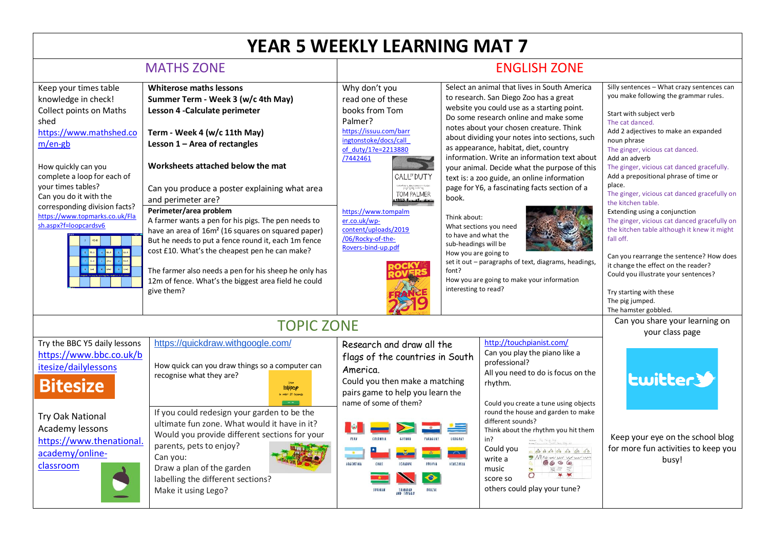# YEAR 5 WEEKLY LEARNING MAT 7

## MATHS ZONE

Keep your times table knowledge in check!
Collect points on Maths shed
https://www.mathshed.com/en-gb

How quickly can you complete a loop for each of your times tables?
Can you do it with the corresponding division facts?
https://www.topmarks.co.uk/Flash.aspx?f=loopcardsv6

**Whiterose maths lessons**
**Summer Term - Week 3 (w/c 4th May)**
**Lesson 4 -Calculate perimeter**

**Term - Week 4 (w/c 11th May)**
**Lesson 1 – Area of rectangles**

**Worksheets attached below the mat**

Can you produce a poster explaining what area and perimeter are?

**Perimeter/area problem**
A farmer wants a pen for his pigs. The pen needs to have an area of 16m² (16 squares on squared paper) But he needs to put a fence round it, each 1m fence cost £10. What's the cheapest pen he can make?

The farmer also needs a pen for his sheep he only has 12m of fence. What's the biggest area field he could give them?

## ENGLISH ZONE

Why don't you read one of these books from Tom Palmer?
https://issuu.com/barringtonstoke/docs/call_of_duty/1?e=2213880/7442461

https://www.tompalmer.co.uk/wp-content/uploads/2019/06/Rocky-of-the-Rovers-bind-up.pdf

Select an animal that lives in South America to research. San Diego Zoo has a great website you could use as a starting point. Do some research online and make some notes about your chosen creature. Think about dividing your notes into sections, such as appearance, habitat, diet, country information. Write an information text about your animal. Decide what the purpose of this text is: a zoo guide, an online information page for Y6, a fascinating facts section of a book.

Think about:
What sections you need to have and what the sub-headings will be
How you are going to set it out – paragraphs of text, diagrams, headings, font?
How you are going to make your information interesting to read?

Silly sentences – What crazy sentences can you make following the grammar rules.

Start with subject verb
The cat danced.
Add 2 adjectives to make an expanded noun phrase
The ginger, vicious cat danced.
Add an adverb
The ginger, vicious cat danced gracefully.
Add a prepositional phrase of time or place.
The ginger, vicious cat danced gracefully on the kitchen table.
Extending using a conjunction
The ginger, vicious cat danced gracefully on the kitchen table although it knew it might fall off.

Can you rearrange the sentence? How does it change the effect on the reader?
Could you illustrate your sentences?

Try starting with these
The pig jumped.
The hamster gobbled.

## TOPIC ZONE

Try the BBC Y5 daily lessons
https://www.bbc.co.uk/bitesize/dailylessons

Try Oak National Academy lessons
https://www.thenational.academy/online-classroom

https://quickdraw.withgoogle.com/

How quick can you draw things so a computer can recognise what they are?

If you could redesign your garden to be the ultimate fun zone. What would it have in it? Would you provide different sections for your parents, pets to enjoy?
Can you:
Draw a plan of the garden labelling the different sections?
Make it using Lego?

Research and draw all the flags of the countries in South America.
Could you then make a matching pairs game to help you learn the name of some of them?

http://touchpianist.com/
Can you play the piano like a professional?
All you need to do is focus on the rhythm.

Could you create a tune using objects round the house and garden to make different sounds?
Think about the rhythm you hit them in?
Could you write a music score so others could play your tune?

Can you share your learning on your class page

Keep your eye on the school blog for more fun activities to keep you busy!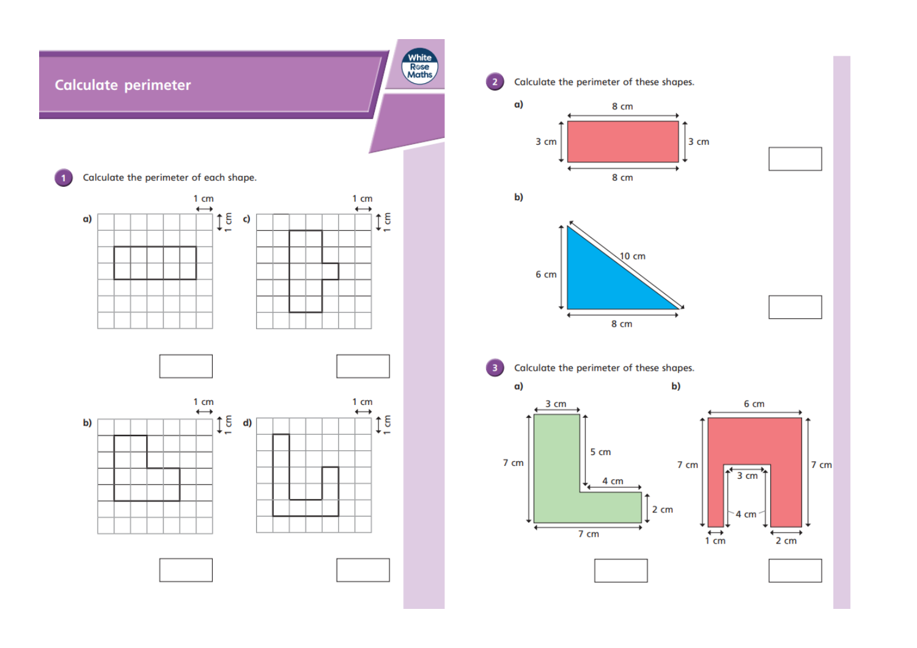# Calculate perimeter

**1** Calculate the perimeter of each shape.

a) 1 cm, 1 cm

c) 1 cm, 1 cm

b) 1 cm, 1 cm

d) 1 cm, 1 cm

**2** Calculate the perimeter of these shapes.

a) 8 cm, 3 cm, 3 cm, 8 cm

b) 6 cm, 10 cm, 8 cm

**3** Calculate the perimeter of these shapes.

a) 3 cm, 7 cm, 5 cm, 4 cm, 2 cm, 7 cm

b) 6 cm, 7 cm, 7 cm, 3 cm, 4 cm, 1 cm, 2 cm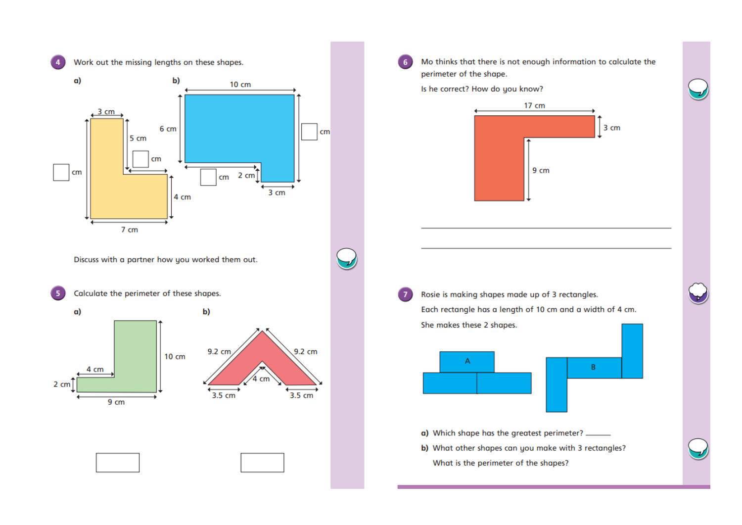**4** Work out the missing lengths on these shapes.

a)

3 cm

5 cm

☐ cm

☐ cm

4 cm

7 cm

b)

10 cm

6 cm

☐ cm

☐ cm

2 cm

3 cm

Discuss with a partner how you worked them out.

**5** Calculate the perimeter of these shapes.

a)

4 cm

2 cm

9 cm

10 cm

☐

b)

9.2 cm

9.2 cm

4 cm

3.5 cm

3.5 cm

☐

**6** Mo thinks that there is not enough information to calculate the perimeter of the shape.

Is he correct? How do you know?

17 cm

3 cm

9 cm

_______________________________________________

_______________________________________________

**7** Rosie is making shapes made up of 3 rectangles.

Each rectangle has a length of 10 cm and a width of 4 cm.

She makes these 2 shapes.

A

B

**a)** Which shape has the greatest perimeter? ________

**b)** What other shapes can you make with 3 rectangles?

What is the perimeter of the shapes?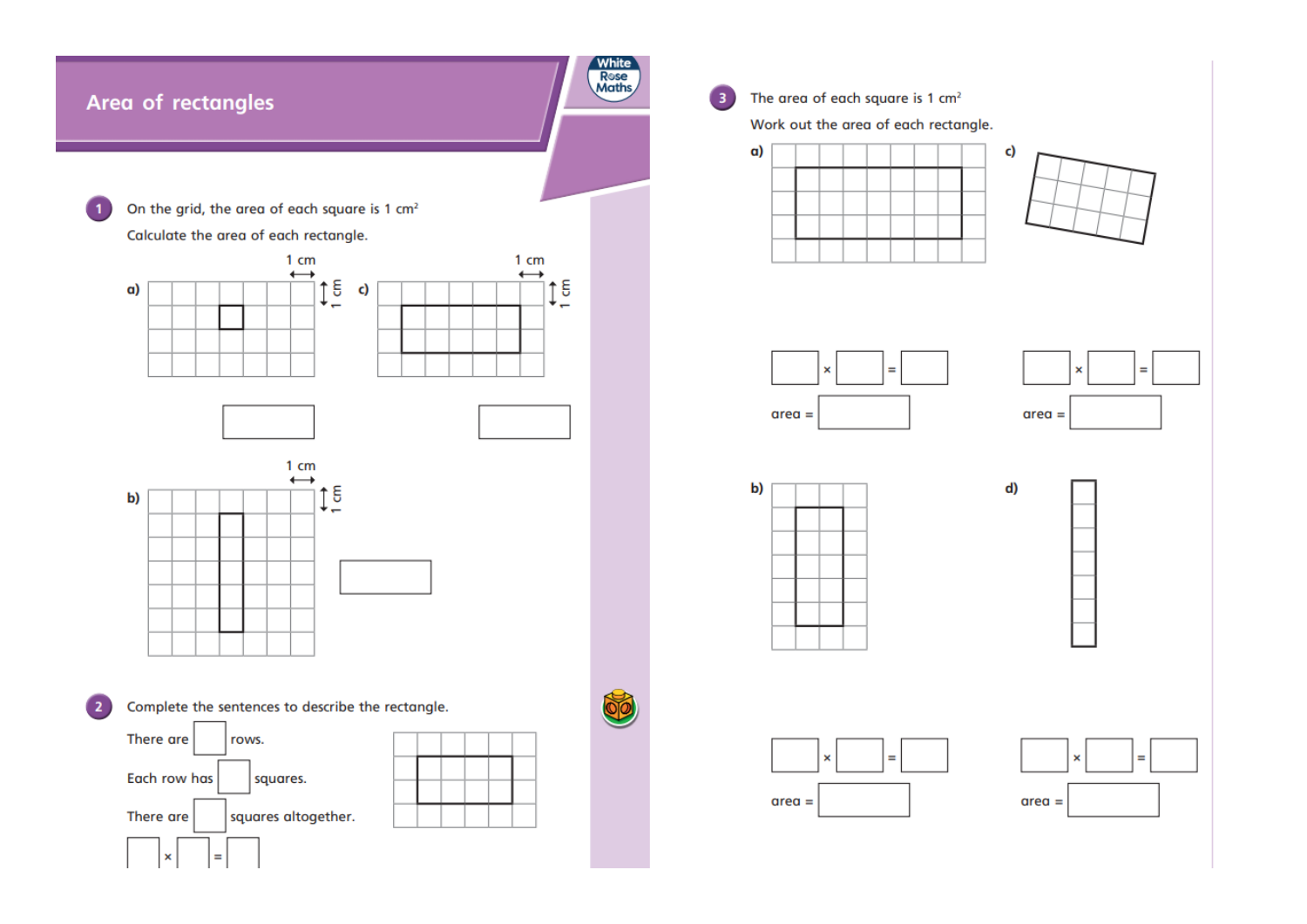# Area of rectangles

**1** On the grid, the area of each square is 1 $cm^2$

Calculate the area of each rectangle.

a) 1 cm, 1 cm

______

b) 1 cm, 1 cm

______

c) 1 cm, 1 cm

______

**2** Complete the sentences to describe the rectangle.

There are ______ rows.

Each row has ______ squares.

There are ______ squares altogether.

______ × ______ = ______

**3** The area of each square is 1 $cm^2$

Work out the area of each rectangle.

a)

______ × ______ = ______

area = ______

b)

______ × ______ = ______

area = ______

c)

______ × ______ = ______

area = ______

d)

______ × ______ = ______

area = ______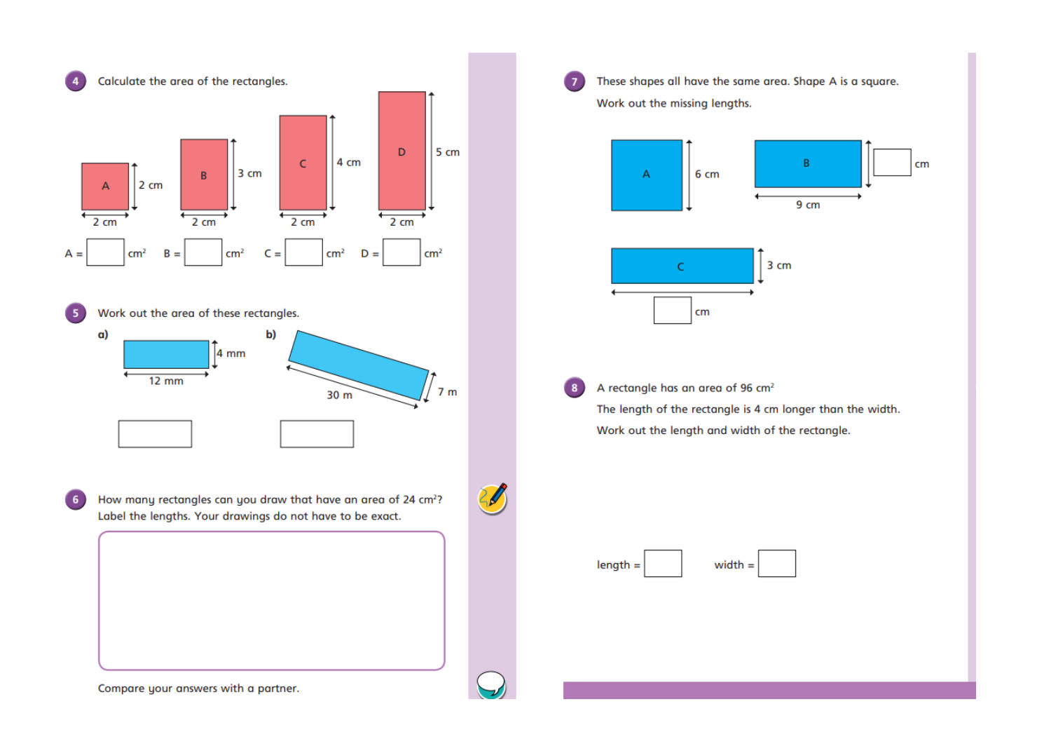**4** Calculate the area of the rectangles.

A: 2 cm, 2 cm
B: 3 cm, 2 cm
C: 4 cm, 2 cm
D: 5 cm, 2 cm

A = ☐ $cm^2$ B = ☐ $cm^2$ C = ☐ $cm^2$ D = ☐ $cm^2$

**5** Work out the area of these rectangles.

**a)** 12 mm, 4 mm

☐

**b)** 30 m, 7 m

☐

**6** How many rectangles can you draw that have an area of 24 $cm^2$?
Label the lengths. Your drawings do not have to be exact.

Compare your answers with a partner.

**7** These shapes all have the same area. Shape A is a square.

Work out the missing lengths.

A: 6 cm

B: 9 cm, ☐ cm

C: 3 cm, ☐ cm

**8** A rectangle has an area of 96 $cm^2$

The length of the rectangle is 4 cm longer than the width.

Work out the length and width of the rectangle.

length = ☐ width = ☐